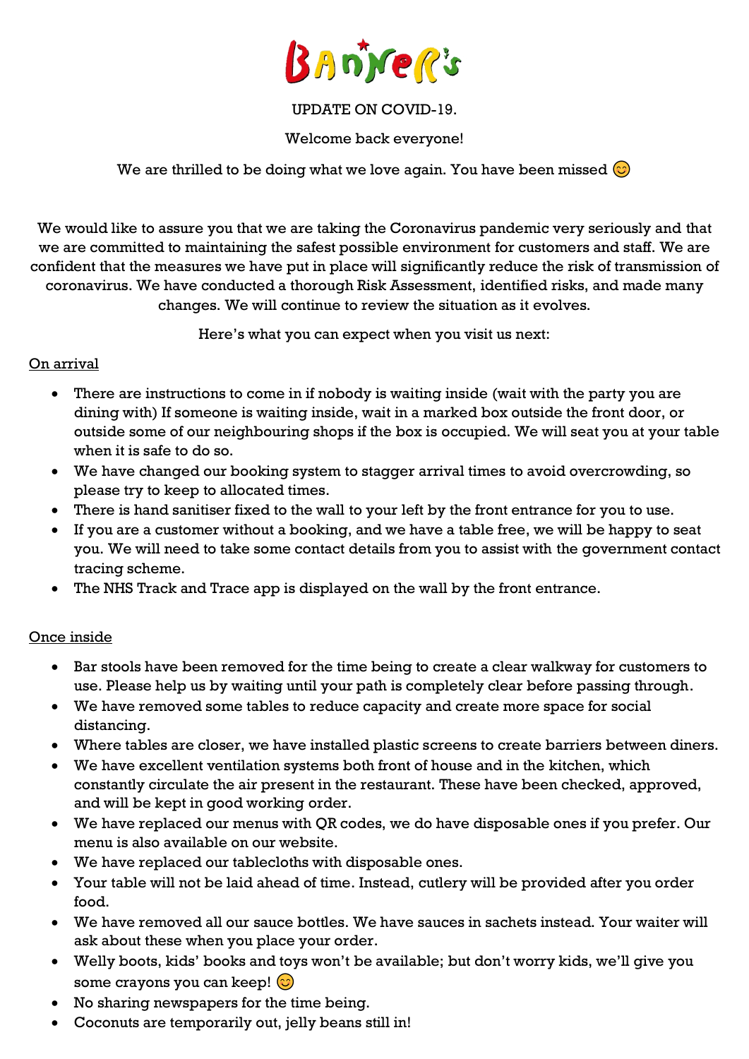# Banner's

UPDATE ON COVID-19.

Welcome back everyone!

We are thrilled to be doing what we love again. You have been missed 😊

We would like to assure you that we are taking the Coronavirus pandemic very seriously and that we are committed to maintaining the safest possible environment for customers and staff. We are confident that the measures we have put in place will significantly reduce the risk of transmission of coronavirus. We have conducted a thorough Risk Assessment, identified risks, and made many changes. We will continue to review the situation as it evolves.

Here's what you can expect when you visit us next:

<u>On arrival</u>

- There are instructions to come in if nobody is waiting inside (wait with the party you are dining with) If someone is waiting inside, wait in a marked box outside the front door, or outside some of our neighbouring shops if the box is occupied. We will seat you at your table when it is safe to do so.
- We have changed our booking system to stagger arrival times to avoid overcrowding, so please try to keep to allocated times.
- There is hand sanitiser fixed to the wall to your left by the front entrance for you to use.
- If you are a customer without a booking, and we have a table free, we will be happy to seat you. We will need to take some contact details from you to assist with the government contact tracing scheme.
- The NHS Track and Trace app is displayed on the wall by the front entrance.

<u>Once inside</u>

- Bar stools have been removed for the time being to create a clear walkway for customers to use. Please help us by waiting until your path is completely clear before passing through.
- We have removed some tables to reduce capacity and create more space for social distancing.
- Where tables are closer, we have installed plastic screens to create barriers between diners.
- We have excellent ventilation systems both front of house and in the kitchen, which constantly circulate the air present in the restaurant. These have been checked, approved, and will be kept in good working order.
- We have replaced our menus with QR codes, we do have disposable ones if you prefer. Our menu is also available on our website.
- We have replaced our tablecloths with disposable ones.
- Your table will not be laid ahead of time. Instead, cutlery will be provided after you order food.
- We have removed all our sauce bottles. We have sauces in sachets instead. Your waiter will ask about these when you place your order.
- Welly boots, kids' books and toys won't be available; but don't worry kids, we'll give you some crayons you can keep! 😊
- No sharing newspapers for the time being.
- Coconuts are temporarily out, jelly beans still in!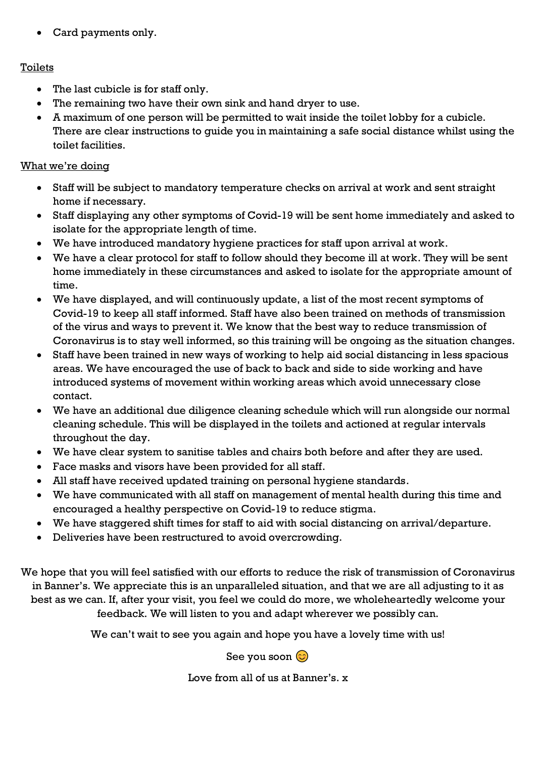- Card payments only.

Toilets

- The last cubicle is for staff only.
- The remaining two have their own sink and hand dryer to use.
- A maximum of one person will be permitted to wait inside the toilet lobby for a cubicle. There are clear instructions to guide you in maintaining a safe social distance whilst using the toilet facilities.

What we're doing

- Staff will be subject to mandatory temperature checks on arrival at work and sent straight home if necessary.
- Staff displaying any other symptoms of Covid-19 will be sent home immediately and asked to isolate for the appropriate length of time.
- We have introduced mandatory hygiene practices for staff upon arrival at work.
- We have a clear protocol for staff to follow should they become ill at work. They will be sent home immediately in these circumstances and asked to isolate for the appropriate amount of time.
- We have displayed, and will continuously update, a list of the most recent symptoms of Covid-19 to keep all staff informed. Staff have also been trained on methods of transmission of the virus and ways to prevent it. We know that the best way to reduce transmission of Coronavirus is to stay well informed, so this training will be ongoing as the situation changes.
- Staff have been trained in new ways of working to help aid social distancing in less spacious areas. We have encouraged the use of back to back and side to side working and have introduced systems of movement within working areas which avoid unnecessary close contact.
- We have an additional due diligence cleaning schedule which will run alongside our normal cleaning schedule. This will be displayed in the toilets and actioned at regular intervals throughout the day.
- We have clear system to sanitise tables and chairs both before and after they are used.
- Face masks and visors have been provided for all staff.
- All staff have received updated training on personal hygiene standards.
- We have communicated with all staff on management of mental health during this time and encouraged a healthy perspective on Covid-19 to reduce stigma.
- We have staggered shift times for staff to aid with social distancing on arrival/departure.
- Deliveries have been restructured to avoid overcrowding.

We hope that you will feel satisfied with our efforts to reduce the risk of transmission of Coronavirus in Banner's. We appreciate this is an unparalleled situation, and that we are all adjusting to it as best as we can. If, after your visit, you feel we could do more, we wholeheartedly welcome your feedback. We will listen to you and adapt wherever we possibly can.

We can't wait to see you again and hope you have a lovely time with us!

See you soon 😊

Love from all of us at Banner's. x